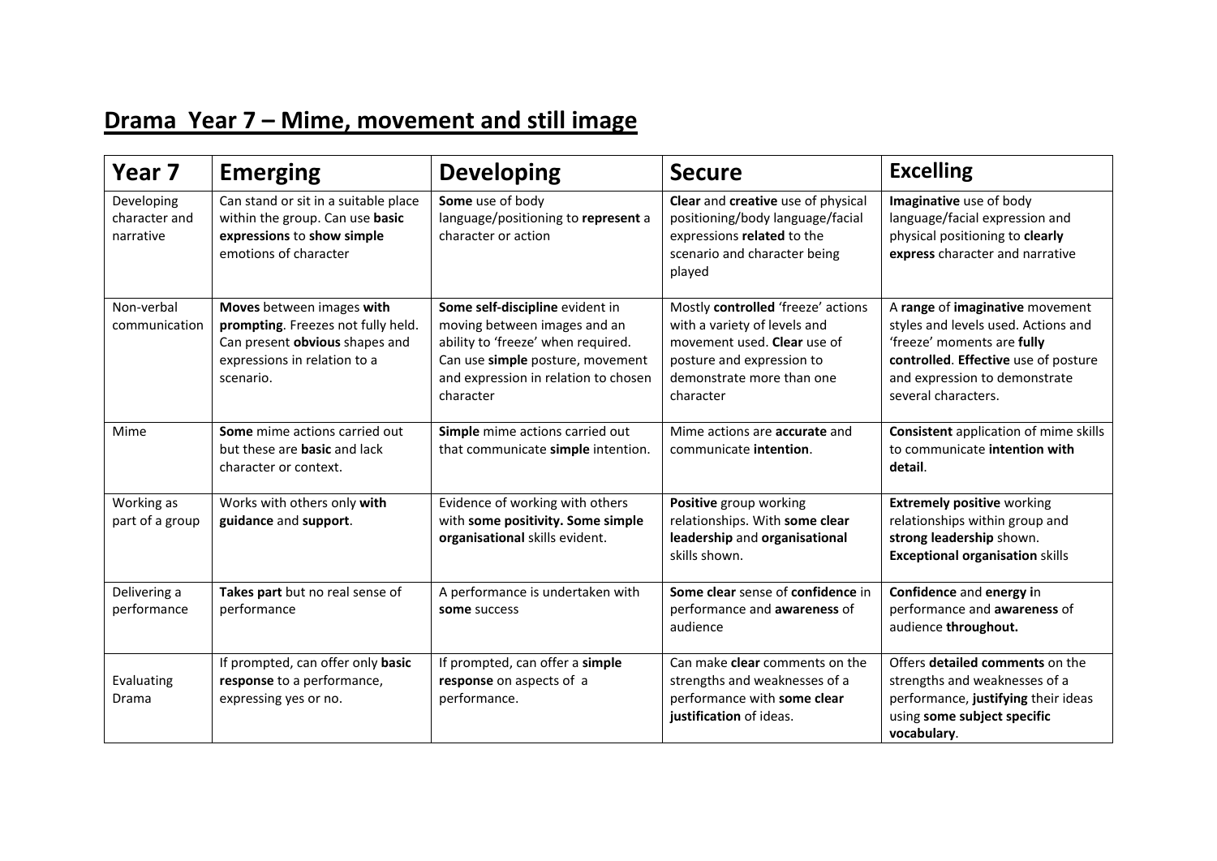# Drama Year 7 – Mime, movement and still image

| Year 7 | Emerging | Developing | Secure | Excelling |
|---|---|---|---|---|
| Developing character and narrative | Can stand or sit in a suitable place within the group. Can use **basic expressions** to **show simple** emotions of character | **Some** use of body language/positioning to **represent** a character or action | **Clear** and **creative** use of physical positioning/body language/facial expressions **related** to the scenario and character being played | **Imaginative** use of body language/facial expression and physical positioning to **clearly express** character and narrative |
| Non-verbal communication | **Moves** between images **with prompting**. Freezes not fully held. Can present **obvious** shapes and expressions in relation to a scenario. | **Some self-discipline** evident in moving between images and an ability to 'freeze' when required. Can use **simple** posture, movement and expression in relation to chosen character | Mostly **controlled** 'freeze' actions with a variety of levels and movement used. **Clear** use of posture and expression to demonstrate more than one character | A **range** of **imaginative** movement styles and levels used. Actions and 'freeze' moments are **fully controlled**. **Effective** use of posture and expression to demonstrate several characters. |
| Mime | **Some** mime actions carried out but these are **basic** and lack character or context. | **Simple** mime actions carried out that communicate **simple** intention. | Mime actions are **accurate** and communicate **intention**. | **Consistent** application of mime skills to communicate **intention with detail**. |
| Working as part of a group | Works with others only **with guidance** and **support**. | Evidence of working with others with **some positivity. Some simple organisational** skills evident. | **Positive** group working relationships. With **some clear leadership** and **organisational** skills shown. | **Extremely positive** working relationships within group and **strong leadership** shown. **Exceptional organisation** skills |
| Delivering a performance | **Takes part** but no real sense of performance | A performance is undertaken with **some** success | **Some clear** sense of **confidence** in performance and **awareness** of audience | **Confidence** and **energy i**n performance and **awareness** of audience **throughout.** |
| Evaluating Drama | If prompted, can offer only **basic response** to a performance, expressing yes or no. | If prompted, can offer a **simple response** on aspects of a performance. | Can make **clear** comments on the strengths and weaknesses of a performance with **some clear justification** of ideas. | Offers **detailed comments** on the strengths and weaknesses of a performance, **justifying** their ideas using **some subject specific vocabulary**. |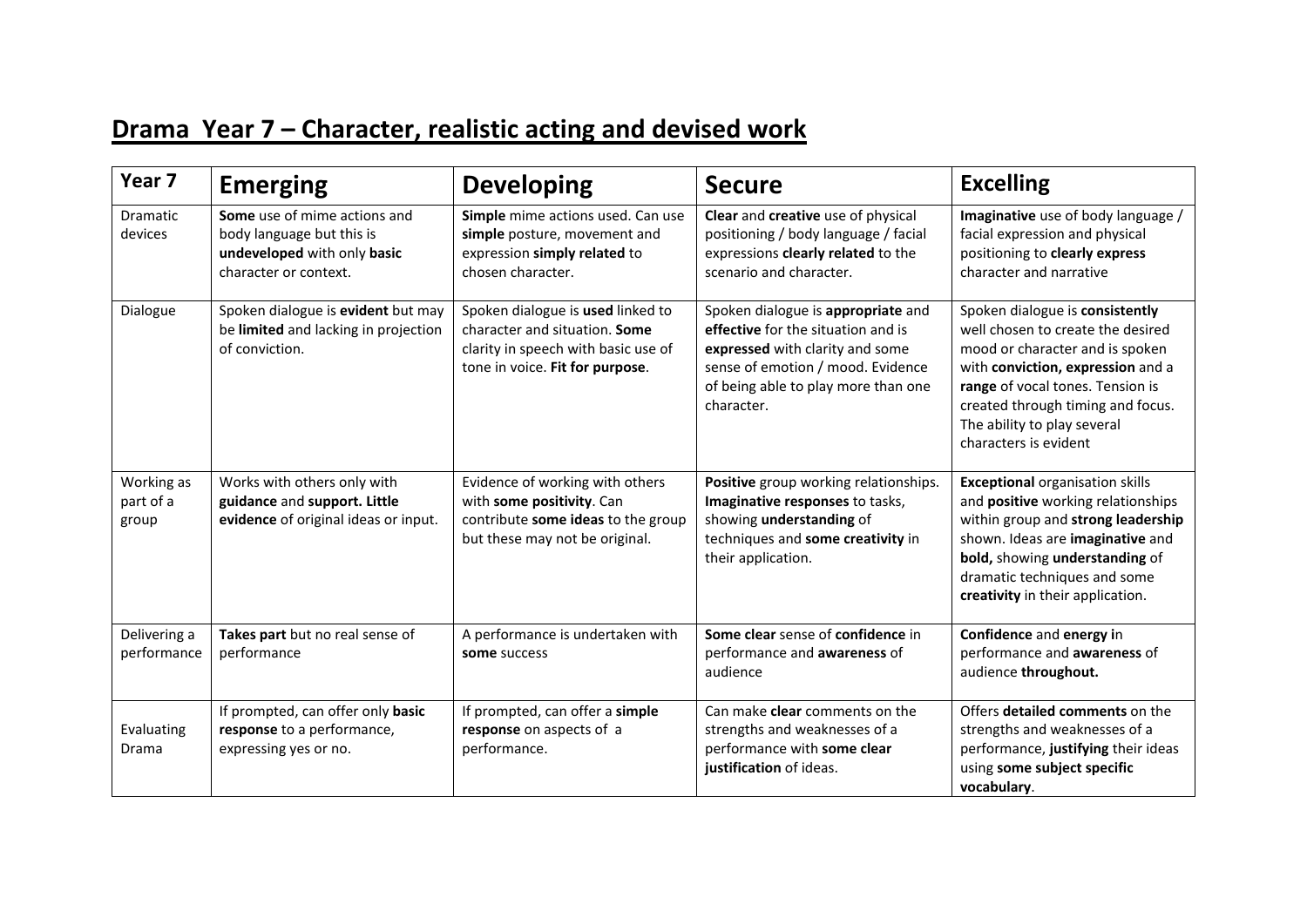# Drama  Year 7 – Character, realistic acting and devised work

| Year 7 | Emerging | Developing | Secure | Excelling |
|---|---|---|---|---|
| Dramatic devices | **Some** use of mime actions and body language but this is **undeveloped** with only **basic** character or context. | **Simple** mime actions used. Can use **simple** posture, movement and expression **simply related** to chosen character. | **Clear** and **creative** use of physical positioning / body language / facial expressions **clearly related** to the scenario and character. | **Imaginative** use of body language / facial expression and physical positioning to **clearly express** character and narrative |
| Dialogue | Spoken dialogue is **evident** but may be **limited** and lacking in projection of conviction. | Spoken dialogue is **used** linked to character and situation. **Some** clarity in speech with basic use of tone in voice. **Fit for purpose**. | Spoken dialogue is **appropriate** and **effective** for the situation and is **expressed** with clarity and some sense of emotion / mood. Evidence of being able to play more than one character. | Spoken dialogue is **consistently** well chosen to create the desired mood or character and is spoken with **conviction, expression** and a **range** of vocal tones. Tension is created through timing and focus. The ability to play several characters is evident |
| Working as part of a group | Works with others only with **guidance** and **support. Little evidence** of original ideas or input. | Evidence of working with others with **some positivity**. Can contribute **some ideas** to the group but these may not be original. | **Positive** group working relationships. **Imaginative responses** to tasks, showing **understanding** of techniques and **some creativity** in their application. | **Exceptional** organisation skills and **positive** working relationships within group and **strong leadership** shown. Ideas are **imaginative** and **bold,** showing **understanding** of dramatic techniques and some **creativity** in their application. |
| Delivering a performance | **Takes part** but no real sense of performance | A performance is undertaken with **some** success | **Some clear** sense of **confidence** in performance and **awareness** of audience | **Confidence** and **energy i**n performance and **awareness** of audience **throughout.** |
| Evaluating Drama | If prompted, can offer only **basic response** to a performance, expressing yes or no. | If prompted, can offer a **simple response** on aspects of a performance. | Can make **clear** comments on the strengths and weaknesses of a performance with **some clear justification** of ideas. | Offers **detailed comments** on the strengths and weaknesses of a performance, **justifying** their ideas using **some subject specific vocabulary**. |